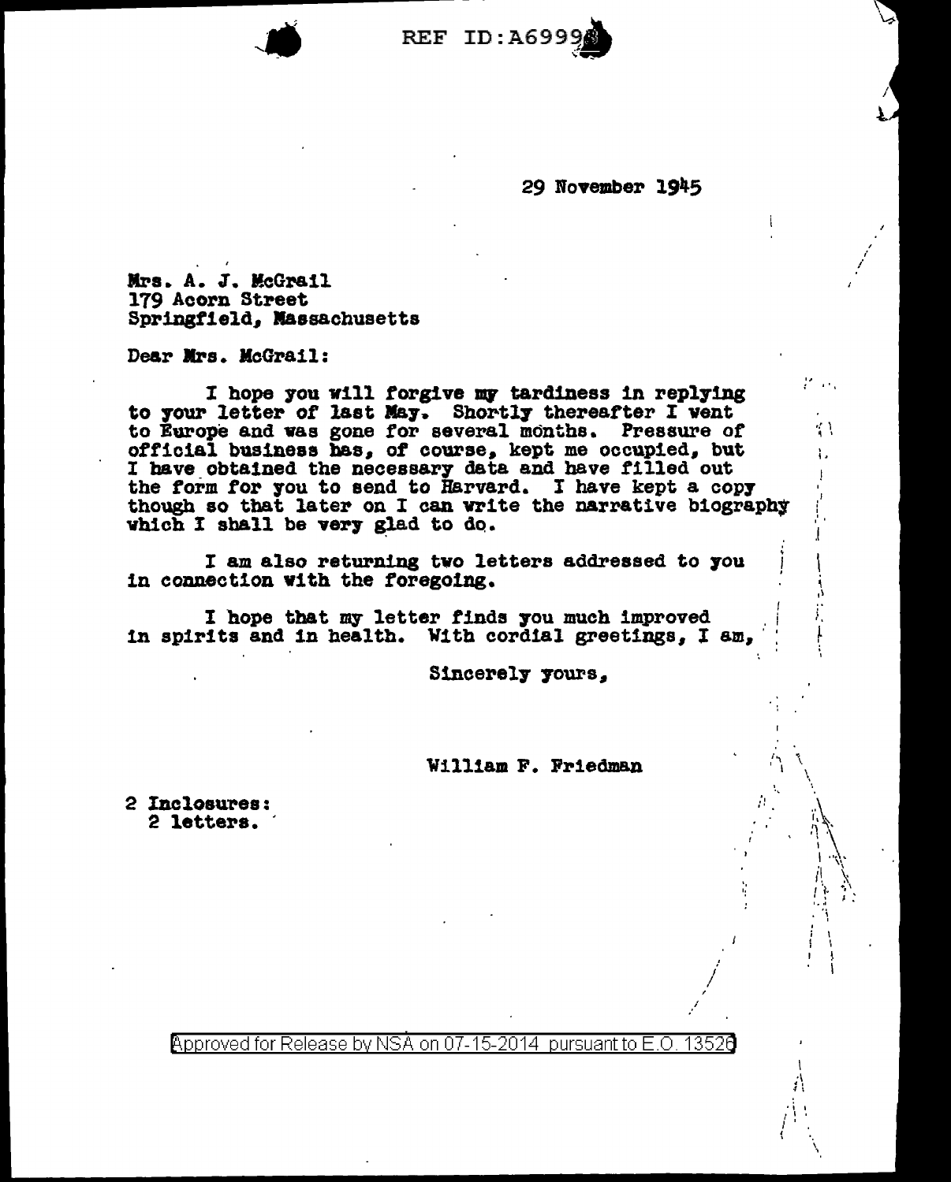29 November 1945

Mrs. A. J. McGrail
179 Acorn Street
Springfield, Massachusetts

Dear Mrs. McGrail:

I hope you will forgive my tardiness in replying to your letter of last May. Shortly thereafter I went to Europe and was gone for several months. Pressure of official business has, of course, kept me occupied, but I have obtained the necessary data and have filled out the form for you to send to Harvard. I have kept a copy though so that later on I can write the narrative biography which I shall be very glad to do.

I am also returning two letters addressed to you in connection with the foregoing.

I hope that my letter finds you much improved in spirits and in health. With cordial greetings, I am,

Sincerely yours,

William F. Friedman

2 Inclosures:
2 letters.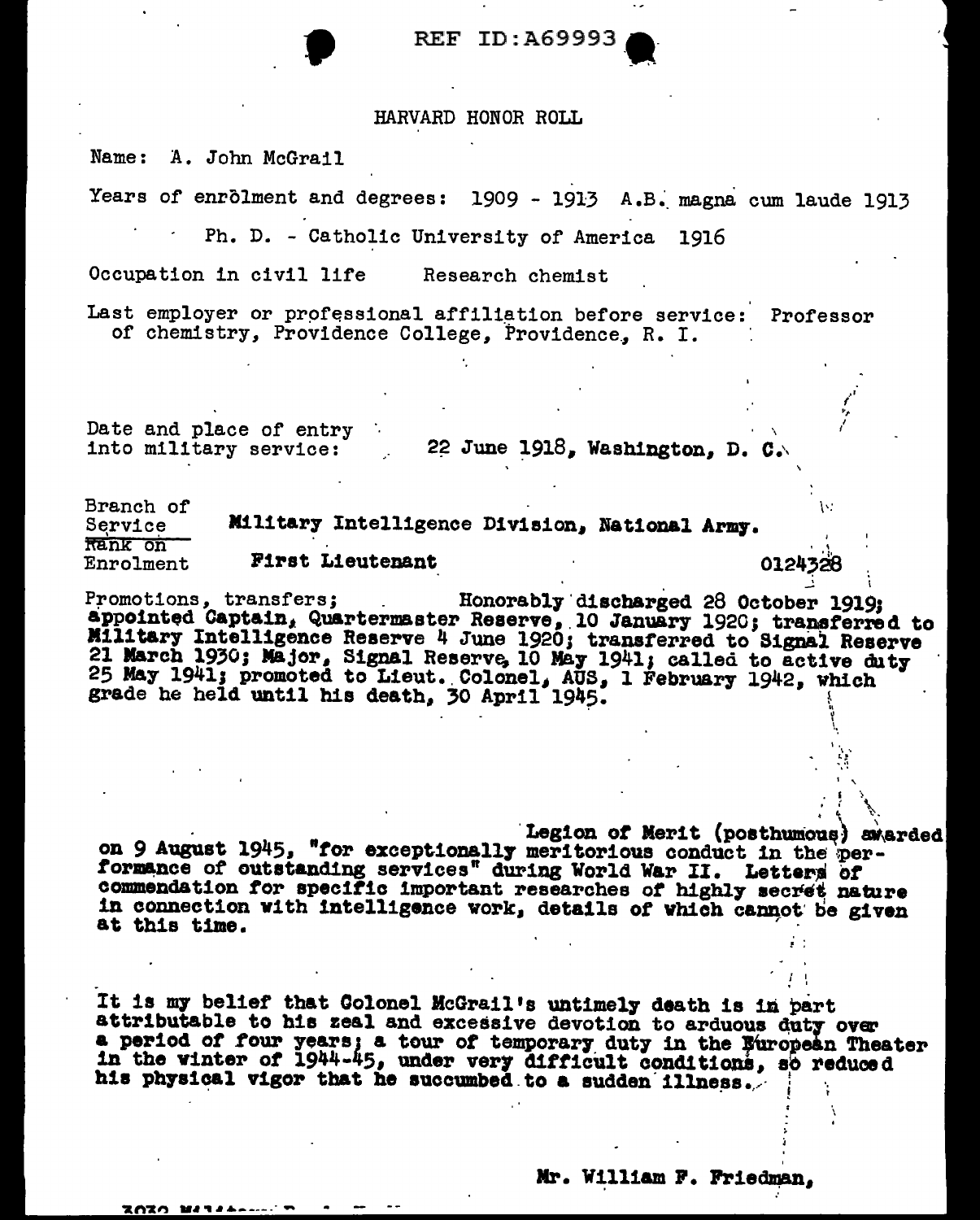REF ID:A69993

HARVARD HONOR ROLL

Name: A. John McGrail

Years of enrolment and degrees: 1909 - 1913 A.B. magna cum laude 1913

Ph. D. - Catholic University of America 1916

Occupation in civil life Research chemist

Last employer or professional affiliation before service: Professor of chemistry, Providence College, Providence, R. I.

Date and place of entry into military service: 22 June 1918, Washington, D. C.

Branch of Service: Military Intelligence Division, National Army.

Rank on Enrolment: First Lieutenant 0124328

Promotions, transfers; Honorably discharged 28 October 1919; appointed Captain, Quartermaster Reserve, 10 January 1920; transferred to Military Intelligence Reserve 4 June 1920; transferred to Signal Reserve 21 March 1930; Major, Signal Reserve, 10 May 1941; called to active duty 25 May 1941; promoted to Lieut. Colonel, AUS, 1 February 1942, which grade he held until his death, 30 April 1945.

Legion of Merit (posthumous) awarded on 9 August 1945, "for exceptionally meritorious conduct in the performance of outstanding services" during World War II. Letters of commendation for specific important researches of highly secret nature in connection with intelligence work, details of which cannot be given at this time.

It is my belief that Colonel McGrail's untimely death is in part attributable to his zeal and excessive devotion to arduous duty over a period of four years; a tour of temporary duty in the European Theater in the winter of 1944-45, under very difficult conditions, so reduced his physical vigor that he succumbed to a sudden illness.

Mr. William F. Friedman,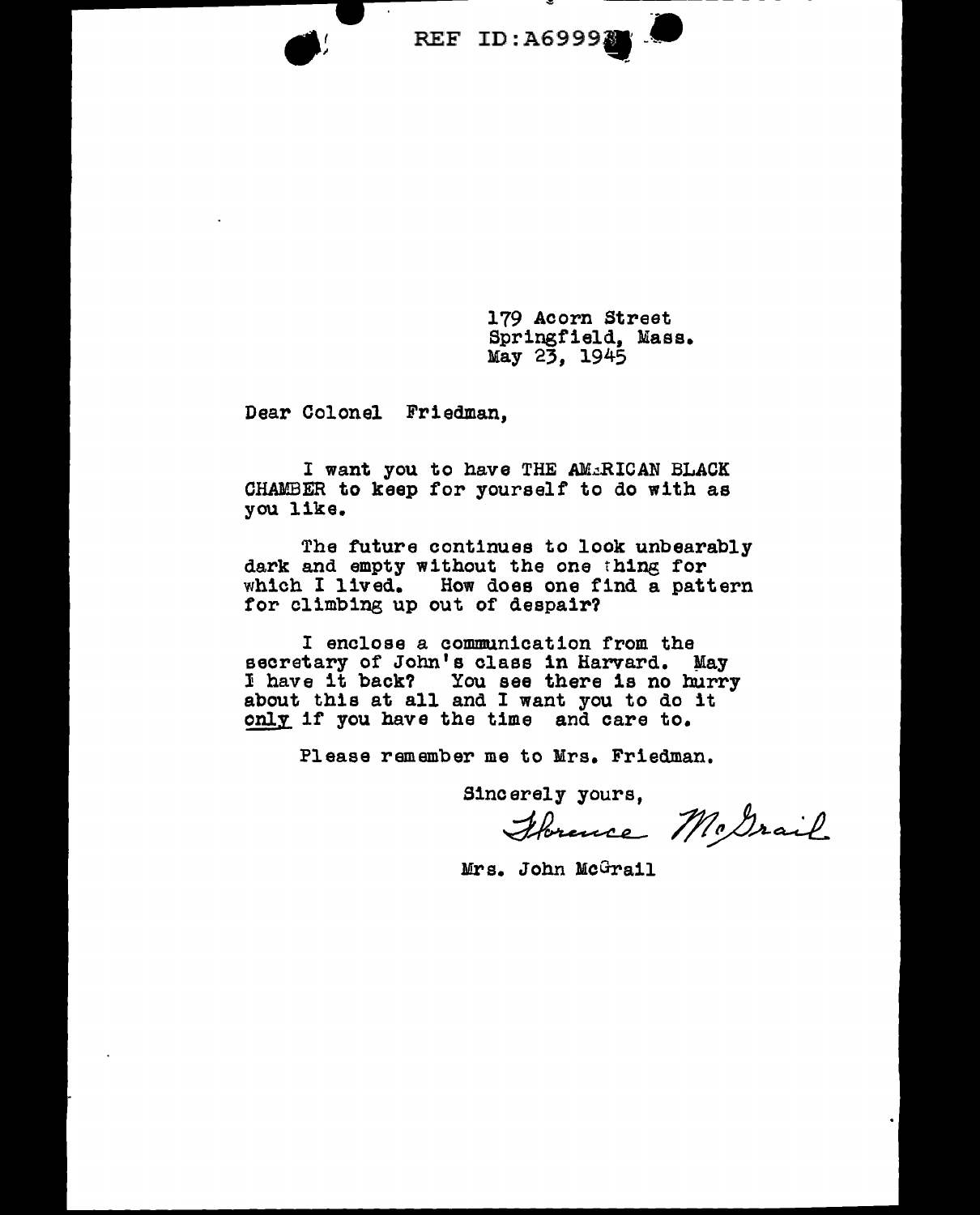179 Acorn Street
Springfield, Mass.
May 23, 1945

Dear Colonel Friedman,

I want you to have THE AMERICAN BLACK CHAMBER to keep for yourself to do with as you like.

The future continues to look unbearably dark and empty without the one thing for which I lived. How does one find a pattern for climbing up out of despair?

I enclose a communication from the secretary of John's class in Harvard. May I have it back? You see there is no hurry about this at all and I want you to do it <u>only</u> if you have the time and care to.

Please remember me to Mrs. Friedman.

Sincerely yours,

Florence McGrail

Mrs. John McGrail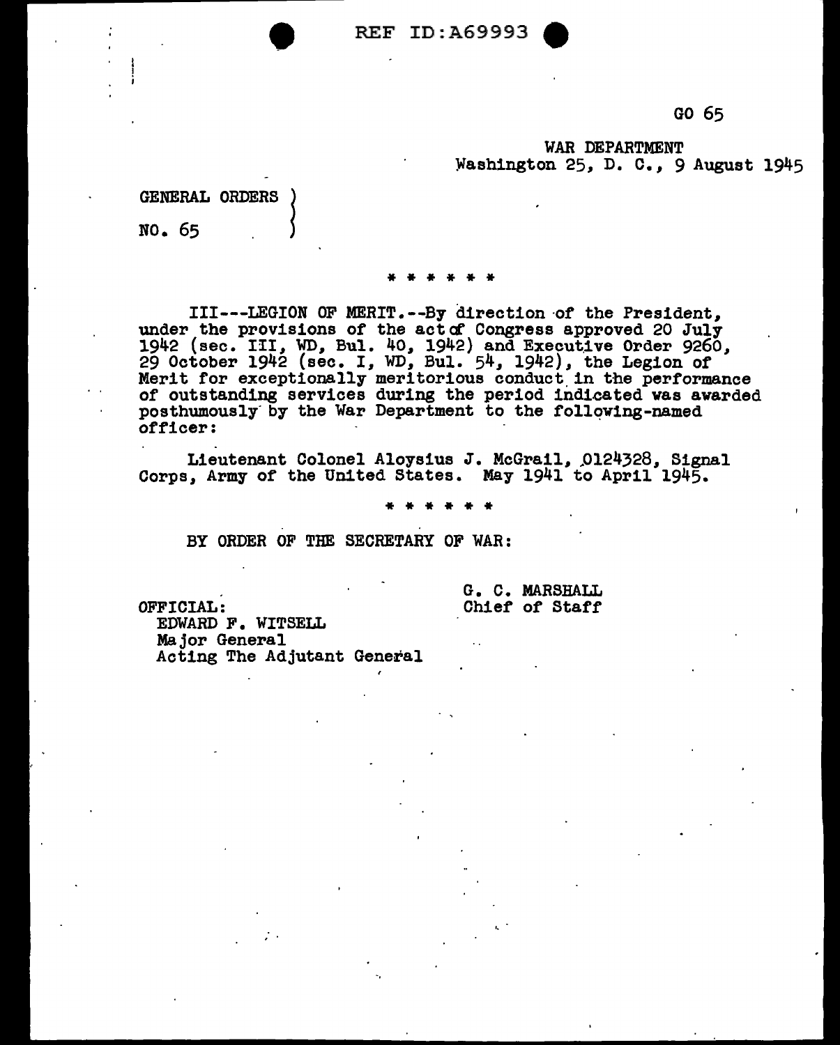GO 65

WAR DEPARTMENT
Washington 25, D. C., 9 August 1945

GENERAL ORDERS
NO. 65

\* \* \* \* \* \*

III---LEGION OF MERIT.--By direction of the President, under the provisions of the act of Congress approved 20 July 1942 (sec. III, WD, Bul. 40, 1942) and Executive Order 9260, 29 October 1942 (sec. I, WD, Bul. 54, 1942), the Legion of Merit for exceptionally meritorious conduct in the performance of outstanding services during the period indicated was awarded posthumously by the War Department to the following-named officer:

Lieutenant Colonel Aloysius J. McGrail, 0124328, Signal Corps, Army of the United States. May 1941 to April 1945.

\* \* \* \* \* \*

BY ORDER OF THE SECRETARY OF WAR:

G. C. MARSHALL
Chief of Staff

OFFICIAL:
EDWARD F. WITSELL
Major General
Acting The Adjutant General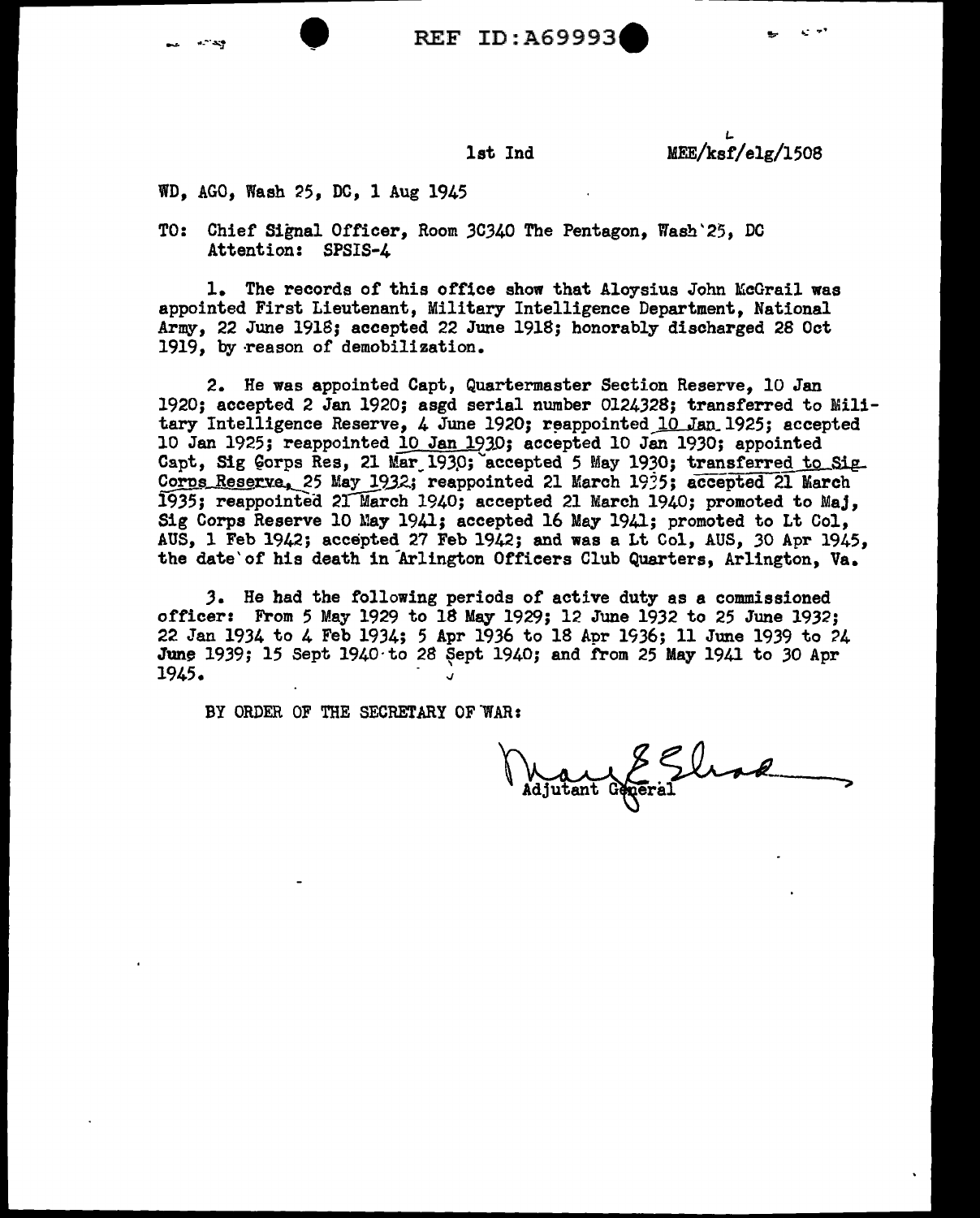REF ID:A69993

1st Ind MEE/ksf/elg/1508

WD, AGO, Wash 25, DC, 1 Aug 1945

TO: Chief Signal Officer, Room 3C340 The Pentagon, Wash 25, DC
Attention: SPSIS-4

1. The records of this office show that Aloysius John McGrail was appointed First Lieutenant, Military Intelligence Department, National Army, 22 June 1918; accepted 22 June 1918; honorably discharged 28 Oct 1919, by reason of demobilization.

2. He was appointed Capt, Quartermaster Section Reserve, 10 Jan 1920; accepted 2 Jan 1920; asgd serial number 0124328; transferred to Military Intelligence Reserve, 4 June 1920; reappointed 10 Jan 1925; accepted 10 Jan 1925; reappointed 10 Jan 1930; accepted 10 Jan 1930; appointed Capt, Sig Corps Res, 21 Mar 1930; accepted 5 May 1930; transferred to Sig Corps Reserve, 25 May 1932; reappointed 21 March 1935; accepted 21 March 1935; reappointed 21 March 1940; accepted 21 March 1940; promoted to Maj, Sig Corps Reserve 10 May 1941; accepted 16 May 1941; promoted to Lt Col, AUS, 1 Feb 1942; accepted 27 Feb 1942; and was a Lt Col, AUS, 30 Apr 1945, the date of his death in Arlington Officers Club Quarters, Arlington, Va.

3. He had the following periods of active duty as a commissioned officer: From 5 May 1929 to 18 May 1929; 12 June 1932 to 25 June 1932; 22 Jan 1934 to 4 Feb 1934; 5 Apr 1936 to 18 Apr 1936; 11 June 1939 to 24 June 1939; 15 Sept 1940 to 28 Sept 1940; and from 25 May 1941 to 30 Apr 1945.

BY ORDER OF THE SECRETARY OF WAR:

Adjutant General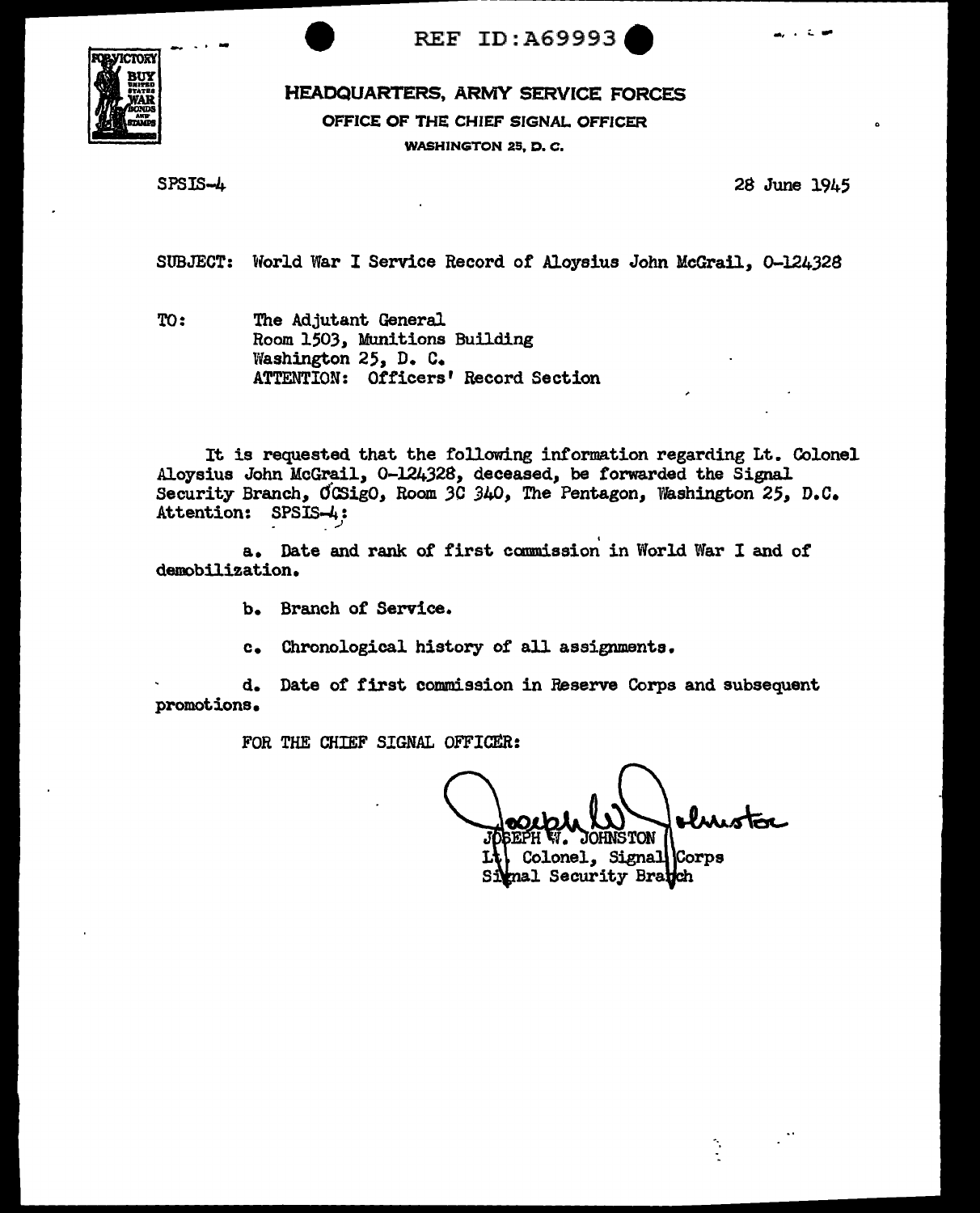REF ID:A69993

FOR VICTORY BUY UNITED STATES WAR BONDS AND STAMPS

**HEADQUARTERS, ARMY SERVICE FORCES**

**OFFICE OF THE CHIEF SIGNAL OFFICER**

**WASHINGTON 25, D. C.**

SPSIS-4

28 June 1945

SUBJECT: World War I Service Record of Aloysius John McGrail, O-124328

TO: The Adjutant General
Room 1503, Munitions Building
Washington 25, D. C.
ATTENTION: Officers' Record Section

It is requested that the following information regarding Lt. Colonel Aloysius John McGrail, O-124328, deceased, be forwarded the Signal Security Branch, OCSigO, Room 3C 340, The Pentagon, Washington 25, D.C. Attention: SPSIS-4:

a. Date and rank of first commission in World War I and of demobilization.

b. Branch of Service.

c. Chronological history of all assignments.

d. Date of first commission in Reserve Corps and subsequent promotions.

FOR THE CHIEF SIGNAL OFFICER:

JOSEPH W. JOHNSTON
Lt. Colonel, Signal Corps
Signal Security Branch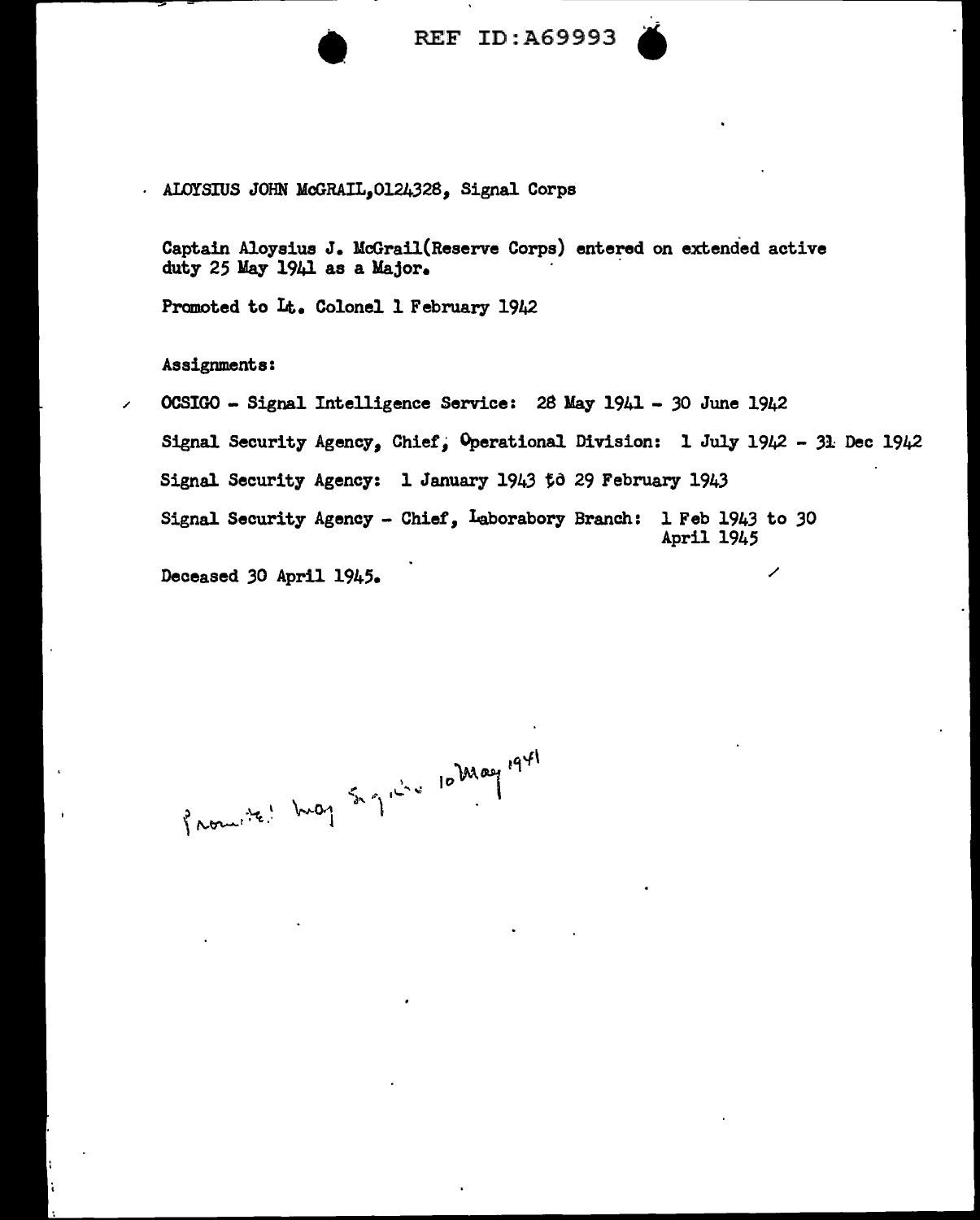REF ID:A69993

ALOYSIUS JOHN McGRAIL, O124328, Signal Corps

Captain Aloysius J. McGrail (Reserve Corps) entered on extended active duty 25 May 1941 as a Major.

Promoted to Lt. Colonel 1 February 1942

Assignments:

OCSIGO - Signal Intelligence Service: 28 May 1941 - 30 June 1942

Signal Security Agency, Chief, Operational Division: 1 July 1942 - 31 Dec 1942

Signal Security Agency: 1 January 1943 to 29 February 1943

Signal Security Agency - Chief, Laborabory Branch: 1 Feb 1943 to 30 April 1945

Deceased 30 April 1945.

Promoted Maj Sig Res 10 May 1941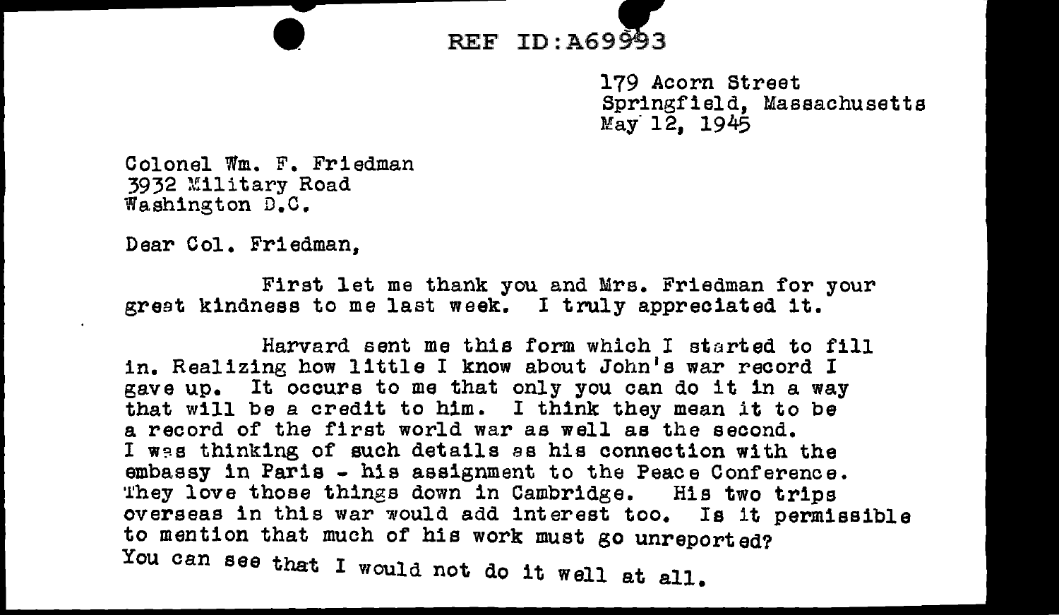REF ID:A69993

179 Acorn Street
Springfield, Massachusetts
May 12, 1945

Colonel Wm. F. Friedman
3932 Military Road
Washington D.C.

Dear Col. Friedman,

First let me thank you and Mrs. Friedman for your great kindness to me last week. I truly appreciated it.

Harvard sent me this form which I started to fill in. Realizing how little I know about John's war record I gave up. It occurs to me that only you can do it in a way that will be a credit to him. I think they mean it to be a record of the first world war as well as the second. I was thinking of such details as his connection with the embassy in Paris - his assignment to the Peace Conference. They love those things down in Cambridge. His two trips overseas in this war would add interest too. Is it permissible to mention that much of his work must go unreported? You can see that I would not do it well at all.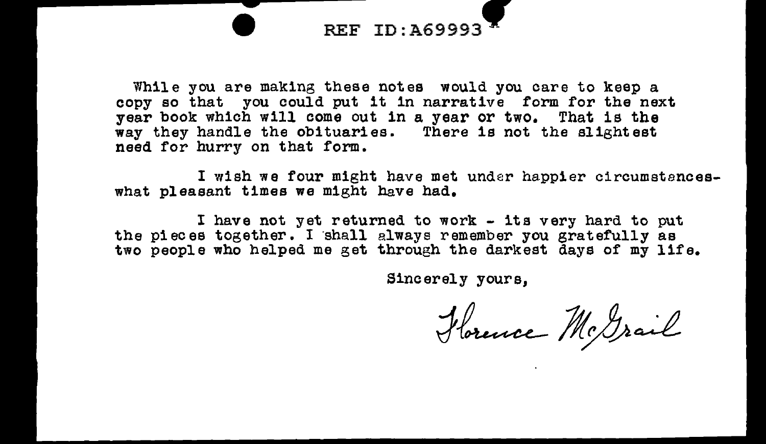REF ID:A69993

While you are making these notes would you care to keep a copy so that you could put it in narrative form for the next year book which will come out in a year or two. That is the way they handle the obituaries. There is not the slightest need for hurry on that form.

I wish we four might have met under happier circumstances-what pleasant times we might have had.

I have not yet returned to work - its very hard to put the pieces together. I shall always remember you gratefully as two people who helped me get through the darkest days of my life.

Sincerely yours,

Florence McGrail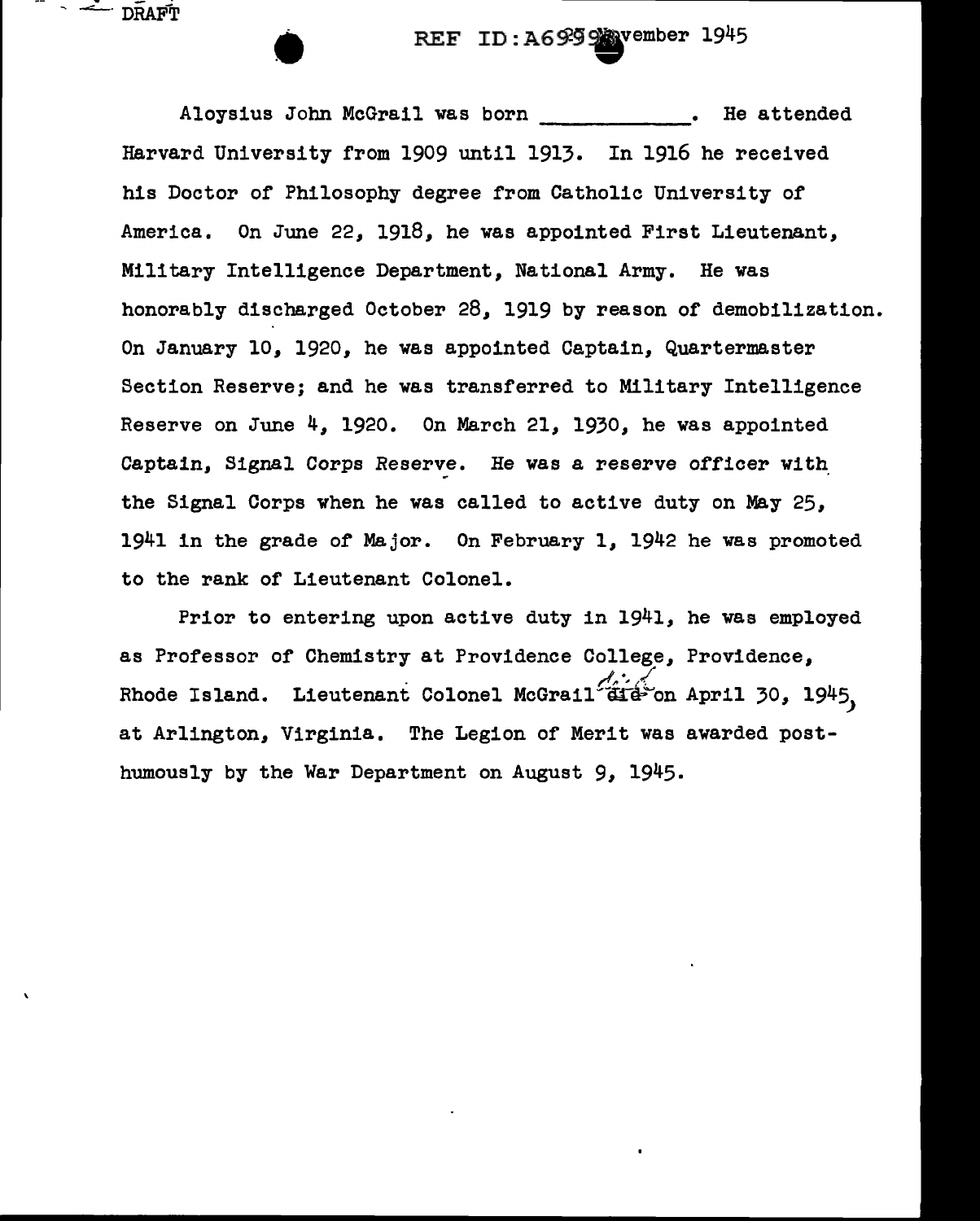DRAFT

REF ID:A69999 November 1945

Aloysius John McGrail was born ___________. He attended Harvard University from 1909 until 1913. In 1916 he received his Doctor of Philosophy degree from Catholic University of America. On June 22, 1918, he was appointed First Lieutenant, Military Intelligence Department, National Army. He was honorably discharged October 28, 1919 by reason of demobilization. On January 10, 1920, he was appointed Captain, Quartermaster Section Reserve; and he was transferred to Military Intelligence Reserve on June 4, 1920. On March 21, 1930, he was appointed Captain, Signal Corps Reserve. He was a reserve officer with the Signal Corps when he was called to active duty on May 25, 1941 in the grade of Major. On February 1, 1942 he was promoted to the rank of Lieutenant Colonel.

Prior to entering upon active duty in 1941, he was employed as Professor of Chemistry at Providence College, Providence, Rhode Island. Lieutenant Colonel McGrail died on April 30, 1945, at Arlington, Virginia. The Legion of Merit was awarded posthumously by the War Department on August 9, 1945.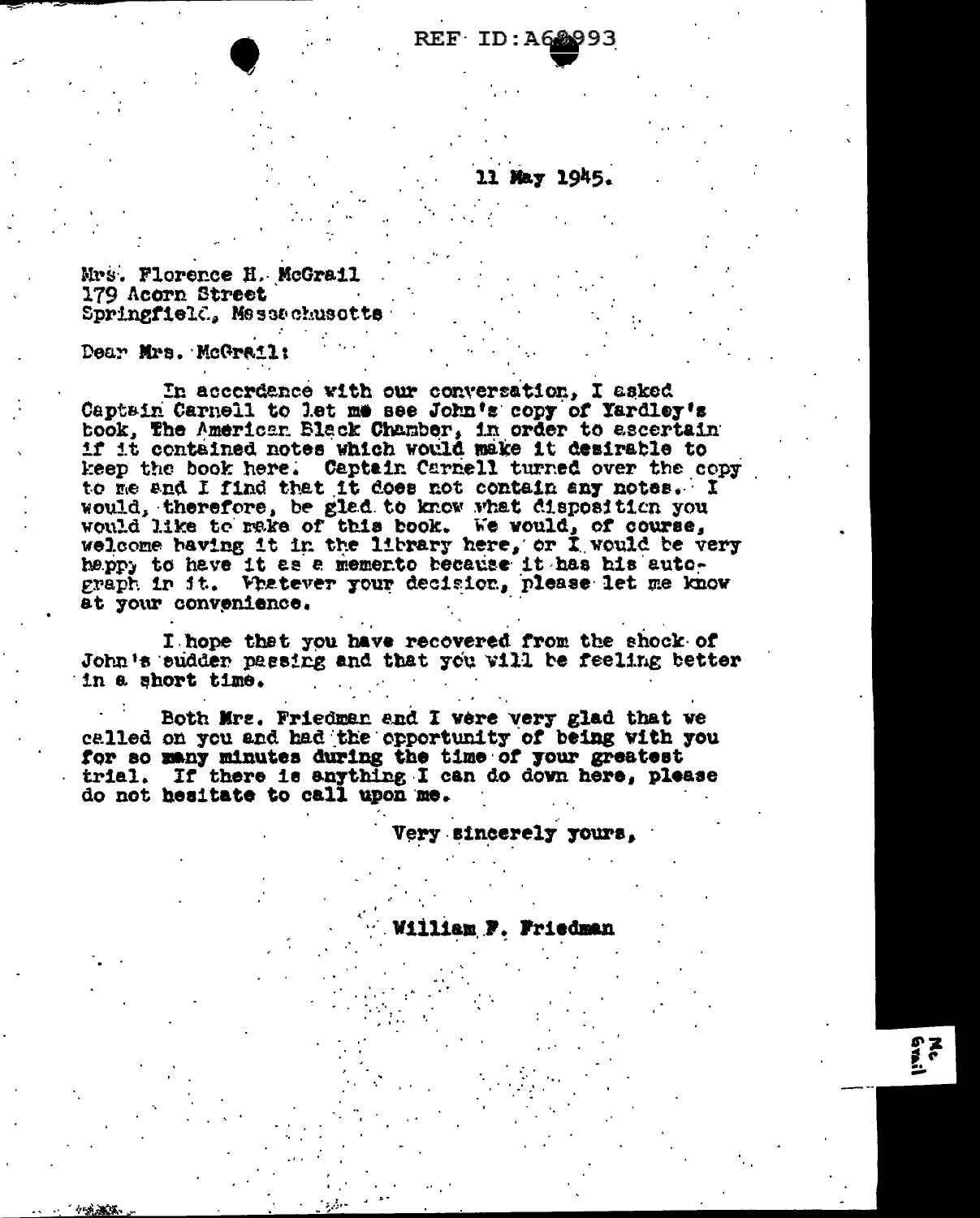REF ID:A60993

11 May 1945.

Mrs. Florence H. McGrail
179 Acorn Street
Springfield, Massachusetts

Dear Mrs. McGrail:

In accordance with our conversation, I asked Captain Carnell to let me see John's copy of Yardley's book, The American Black Chamber, in order to ascertain if it contained notes which would make it desirable to keep the book here. Captain Carnell turned over the copy to me and I find that it does not contain any notes. I would, therefore, be glad to know what disposition you would like to make of this book. We would, of course, welcome having it in the library here, or I would be very happy to have it as a memento because it has his autograph in it. Whatever your decision, please let me know at your convenience.

I hope that you have recovered from the shock of John's sudden passing and that you will be feeling better in a short time.

Both Mrs. Friedman and I were very glad that we called on you and had the opportunity of being with you for so many minutes during the time of your greatest trial. If there is anything I can do down here, please do not hesitate to call upon me.

Very sincerely yours,

William F. Friedman

McGrail